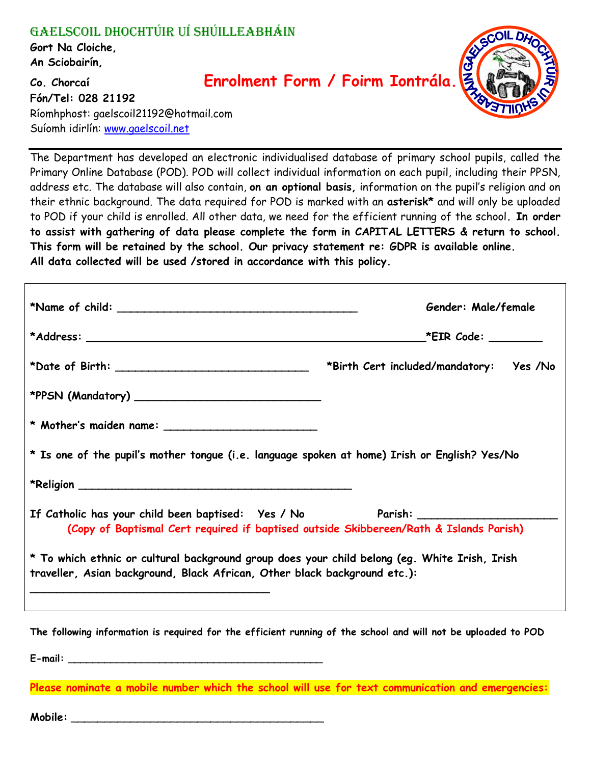# Gaelscoil Dhochtúir Uí Shúilleabháin

**Gort Na Cloiche,**
**An Sciobairín,**
**Co. Chorcaí**
**Fón/Tel: 028 21192**
Ríomhphost: gaelscoil21192@hotmail.com
Suíomh idirlín: [www.gaelscoil.net](http://www.gaelscoil.net)

## Enrolment Form / Foirm Iontrála.

---

The Department has developed an electronic individualised database of primary school pupils, called the Primary Online Database (POD). POD will collect individual information on each pupil, including their PPSN, address etc. The database will also contain, **on an optional basis,** information on the pupil's religion and on their ethnic background. The data required for POD is marked with an **asterisk*** and will only be uploaded to POD if your child is enrolled. All other data, we need for the efficient running of the school**. In order to assist with gathering of data please complete the form in CAPITAL LETTERS & return to school. This form will be retained by the school. Our privacy statement re: GDPR is available online. All data collected will be used /stored in accordance with this policy.**

**\*Name of child:** ____________________________________ **Gender: Male/female**

**\*Address:** ____________________________________________________ **\*EIR Code:** ________

**\*Date of Birth:** _____________________________ **\*Birth Cert included/mandatory: Yes /No**

**\*PPSN (Mandatory)** ____________________________

**\* Mother's maiden name:** _______________________

**\* Is one of the pupil's mother tongue (i.e. language spoken at home) Irish or English? Yes/No**

**\*Religion** __________________________________________

**If Catholic has your child been baptised: Yes / No Parish:** _____________________

**(Copy of Baptismal Cert required if baptised outside Skibbereen/Rath & Islands Parish)**

**\* To which ethnic or cultural background group does your child belong (eg. White Irish, Irish traveller, Asian background, Black African, Other black background etc.):**

____________________________________

**The following information is required for the efficient running of the school and will not be uploaded to POD**

**E-mail:** _______________________________________

**Please nominate a mobile number which the school will use for text communication and emergencies:**

**Mobile:** ______________________________________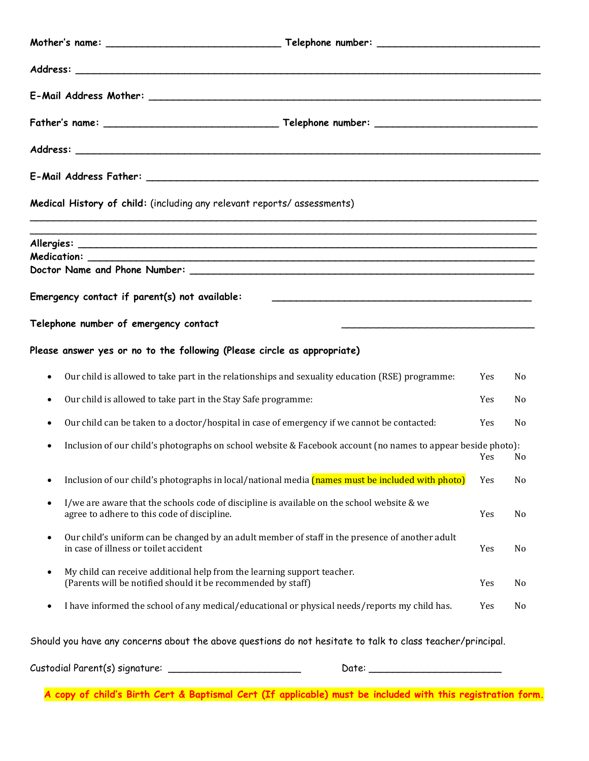**Mother's name:** ______________________________ **Telephone number:** ____________________________

**Address:** ________________________________________________________________________________

**E-Mail Address Mother:** ____________________________________________________________________

**Father's name:** ______________________________ **Telephone number:** ____________________________

**Address:** ________________________________________________________________________________

**E-Mail Address Father:** ____________________________________________________________________

**Medical History of child:** (including any relevant reports/ assessments)

________________________________________________________________________________________

________________________________________________________________________________________

**Allergies:** _______________________________________________________________________________

**Medication:** _____________________________________________________________________________

**Doctor Name and Phone Number:** _____________________________________________________________

**Emergency contact if parent(s) not available:** ____________________________________________

**Telephone number of emergency contact** __________________________________

**Please answer yes or no to the following (Please circle as appropriate)**

- Our child is allowed to take part in the relationships and sexuality education (RSE) programme: Yes No
- Our child is allowed to take part in the Stay Safe programme: Yes No
- Our child can be taken to a doctor/hospital in case of emergency if we cannot be contacted: Yes No
- Inclusion of our child's photographs on school website & Facebook account (no names to appear beside photo): Yes No
- Inclusion of our child's photographs in local/national media (names must be included with photo) Yes No
- I/we are aware that the schools code of discipline is available on the school website & we agree to adhere to this code of discipline. Yes No
- Our child's uniform can be changed by an adult member of staff in the presence of another adult in case of illness or toilet accident Yes No
- My child can receive additional help from the learning support teacher. (Parents will be notified should it be recommended by staff) Yes No
- I have informed the school of any medical/educational or physical needs/reports my child has. Yes No

Should you have any concerns about the above questions do not hesitate to talk to class teacher/principal.

Custodial Parent(s) signature: ________________________ Date: ________________________

**A copy of child's Birth Cert & Baptismal Cert (If applicable) must be included with this registration form.**